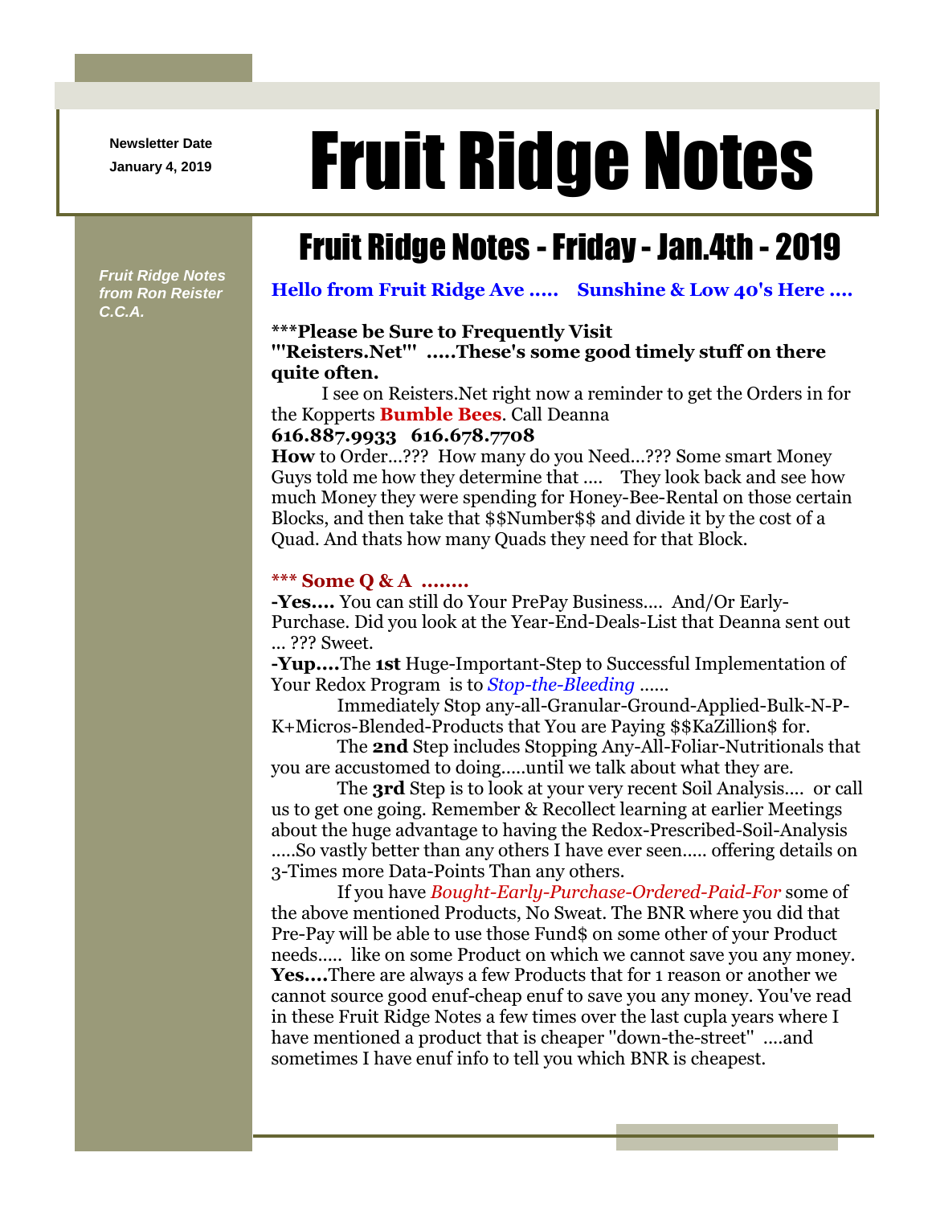Newsletter Date
January 4, 2019

# Fruit Ridge Notes

*Fruit Ridge Notes from Ron Reister C.C.A.*

## Fruit Ridge Notes - Friday - Jan.4th - 2019

**Hello from Fruit Ridge Ave ..... Sunshine & Low 40's Here ....**

**\*\*\*Please be Sure to Frequently Visit "'Reisters.Net"' .....These's some good timely stuff on there quite often.**

I see on Reisters.Net right now a reminder to get the Orders in for the Kopperts **Bumble Bees**. Call Deanna
**616.887.9933 616.678.7708**
**How** to Order...??? How many do you Need...??? Some smart Money Guys told me how they determine that .... They look back and see how much Money they were spending for Honey-Bee-Rental on those certain Blocks, and then take that $$Number$$ and divide it by the cost of a Quad. And thats how many Quads they need for that Block.

**\*\*\* Some Q & A ........**
**-Yes....** You can still do Your PrePay Business.... And/Or Early-Purchase. Did you look at the Year-End-Deals-List that Deanna sent out ... ??? Sweet.
**-Yup....**The **1st** Huge-Important-Step to Successful Implementation of Your Redox Program is to *Stop-the-Bleeding* ......

Immediately Stop any-all-Granular-Ground-Applied-Bulk-N-P-K+Micros-Blended-Products that You are Paying $$KaZillion$ for.

The **2nd** Step includes Stopping Any-All-Foliar-Nutritionals that you are accustomed to doing.....until we talk about what they are.

The **3rd** Step is to look at your very recent Soil Analysis.... or call us to get one going. Remember & Recollect learning at earlier Meetings about the huge advantage to having the Redox-Prescribed-Soil-Analysis .....So vastly better than any others I have ever seen..... offering details on 3-Times more Data-Points Than any others.

If you have *Bought-Early-Purchase-Ordered-Paid-For* some of the above mentioned Products, No Sweat. The BNR where you did that Pre-Pay will be able to use those Fund$ on some other of your Product needs..... like on some Product on which we cannot save you any money.
**Yes....**There are always a few Products that for 1 reason or another we cannot source good enuf-cheap enuf to save you any money. You've read in these Fruit Ridge Notes a few times over the last cupla years where I have mentioned a product that is cheaper "down-the-street" ....and sometimes I have enuf info to tell you which BNR is cheapest.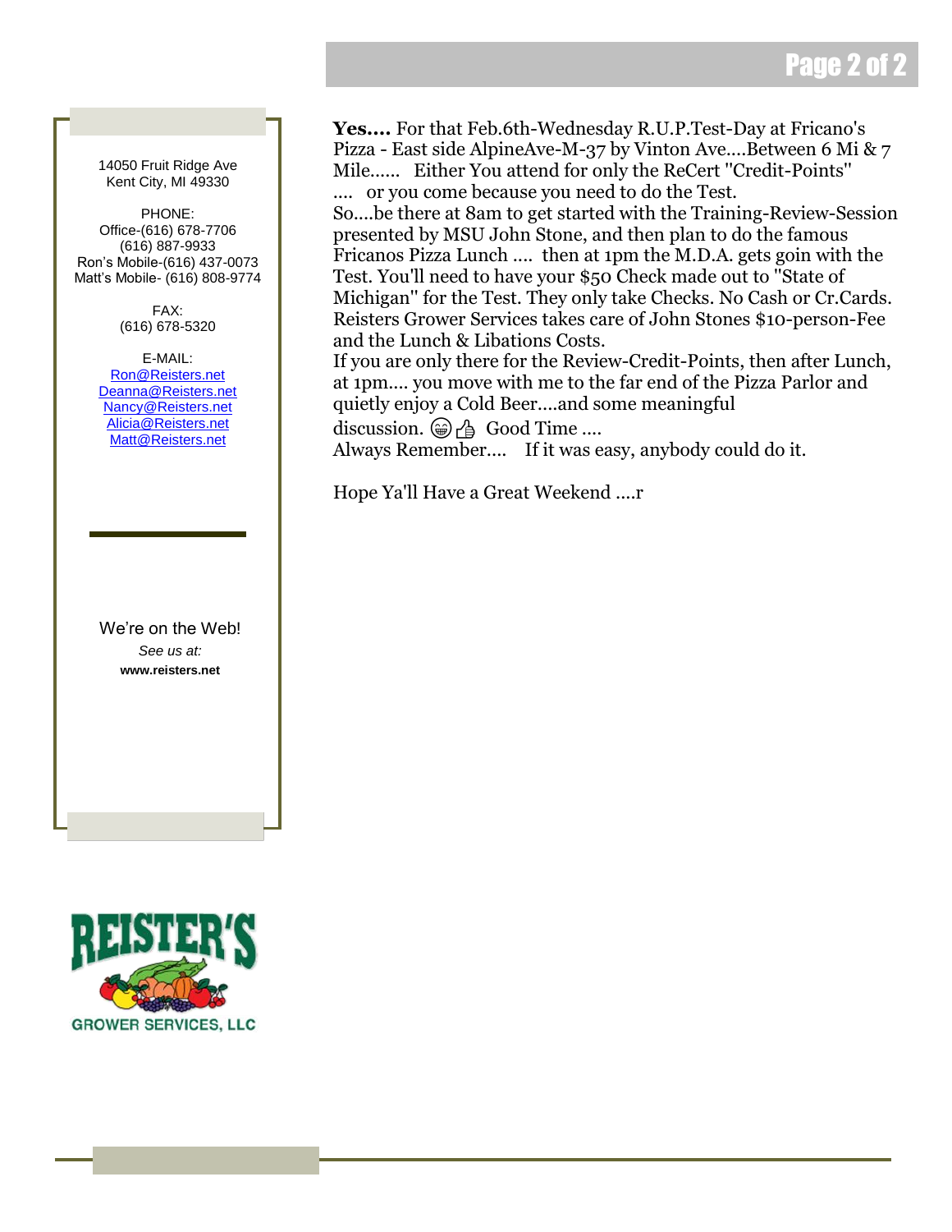14050 Fruit Ridge Ave
Kent City, MI 49330

PHONE:
Office-(616) 678-7706
(616) 887-9933
Ron's Mobile-(616) 437-0073
Matt's Mobile- (616) 808-9774

FAX:
(616) 678-5320

E-MAIL:
Ron@Reisters.net
Deanna@Reisters.net
Nancy@Reisters.net
Alicia@Reisters.net
Matt@Reisters.net

We're on the Web!
*See us at:*
**www.reisters.net**

REISTER'S
GROWER SERVICES, LLC

**Yes....** For that Feb.6th-Wednesday R.U.P.Test-Day at Fricano's Pizza - East side AlpineAve-M-37 by Vinton Ave....Between 6 Mi & 7 Mile...... Either You attend for only the ReCert "Credit-Points" .... or you come because you need to do the Test.
So....be there at 8am to get started with the Training-Review-Session presented by MSU John Stone, and then plan to do the famous Fricanos Pizza Lunch .... then at 1pm the M.D.A. gets goin with the Test. You'll need to have your $50 Check made out to "State of Michigan" for the Test. They only take Checks. No Cash or Cr.Cards. Reisters Grower Services takes care of John Stones $10-person-Fee and the Lunch & Libations Costs.
If you are only there for the Review-Credit-Points, then after Lunch, at 1pm.... you move with me to the far end of the Pizza Parlor and quietly enjoy a Cold Beer....and some meaningful discussion. 😁👍 Good Time ....
Always Remember.... If it was easy, anybody could do it.

Hope Ya'll Have a Great Weekend ....r